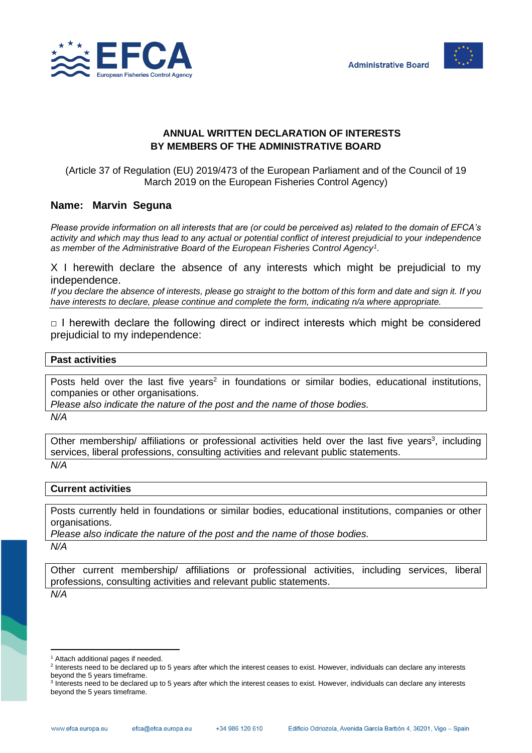EFCA
European Fisheries Control Agency

Administrative Board

# ANNUAL WRITTEN DECLARATION OF INTERESTS BY MEMBERS OF THE ADMINISTRATIVE BOARD

(Article 37 of Regulation (EU) 2019/473 of the European Parliament and of the Council of 19 March 2019 on the European Fisheries Control Agency)

**Name: Marvin Seguna**

*Please provide information on all interests that are (or could be perceived as) related to the domain of EFCA's activity and which may thus lead to any actual or potential conflict of interest prejudicial to your independence as member of the Administrative Board of the European Fisheries Control Agency[1].*

X I herewith declare the absence of any interests which might be prejudicial to my independence.

*If you declare the absence of interests, please go straight to the bottom of this form and date and sign it. If you have interests to declare, please continue and complete the form, indicating n/a where appropriate.*

□ I herewith declare the following direct or indirect interests which might be considered prejudicial to my independence:

**Past activities**

Posts held over the last five years[2] in foundations or similar bodies, educational institutions, companies or other organisations.
*Please also indicate the nature of the post and the name of those bodies.*

*N/A*

Other membership/ affiliations or professional activities held over the last five years[3], including services, liberal professions, consulting activities and relevant public statements.

*N/A*

**Current activities**

Posts currently held in foundations or similar bodies, educational institutions, companies or other organisations.
*Please also indicate the nature of the post and the name of those bodies.*

*N/A*

Other current membership/ affiliations or professional activities, including services, liberal professions, consulting activities and relevant public statements.

*N/A*

---

[1] Attach additional pages if needed.

[2] Interests need to be declared up to 5 years after which the interest ceases to exist. However, individuals can declare any interests beyond the 5 years timeframe.

[3] Interests need to be declared up to 5 years after which the interest ceases to exist. However, individuals can declare any interests beyond the 5 years timeframe.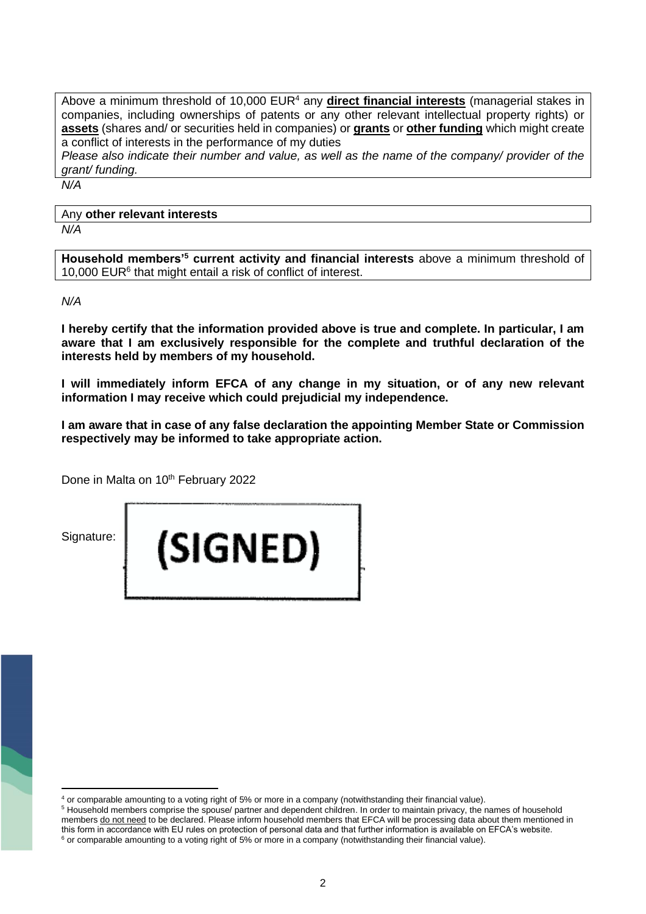Above a minimum threshold of 10,000 EUR[4] any **direct financial interests** (managerial stakes in companies, including ownerships of patents or any other relevant intellectual property rights) or **assets** (shares and/ or securities held in companies) or **grants** or **other funding** which might create a conflict of interests in the performance of my duties

*Please also indicate their number and value, as well as the name of the company/ provider of the grant/ funding.*

*N/A*

Any **other relevant interests**

*N/A*

**Household members'[5] current activity and financial interests** above a minimum threshold of 10,000 EUR[6] that might entail a risk of conflict of interest.

*N/A*

**I hereby certify that the information provided above is true and complete. In particular, I am aware that I am exclusively responsible for the complete and truthful declaration of the interests held by members of my household.**

**I will immediately inform EFCA of any change in my situation, or of any new relevant information I may receive which could prejudicial my independence.**

**I am aware that in case of any false declaration the appointing Member State or Commission respectively may be informed to take appropriate action.**

Done in Malta on 10th February 2022

Signature: (SIGNED)

---

[4] or comparable amounting to a voting right of 5% or more in a company (notwithstanding their financial value).

[5] Household members comprise the spouse/ partner and dependent children. In order to maintain privacy, the names of household members do not need to be declared. Please inform household members that EFCA will be processing data about them mentioned in this form in accordance with EU rules on protection of personal data and that further information is available on EFCA's website.

[6] or comparable amounting to a voting right of 5% or more in a company (notwithstanding their financial value).